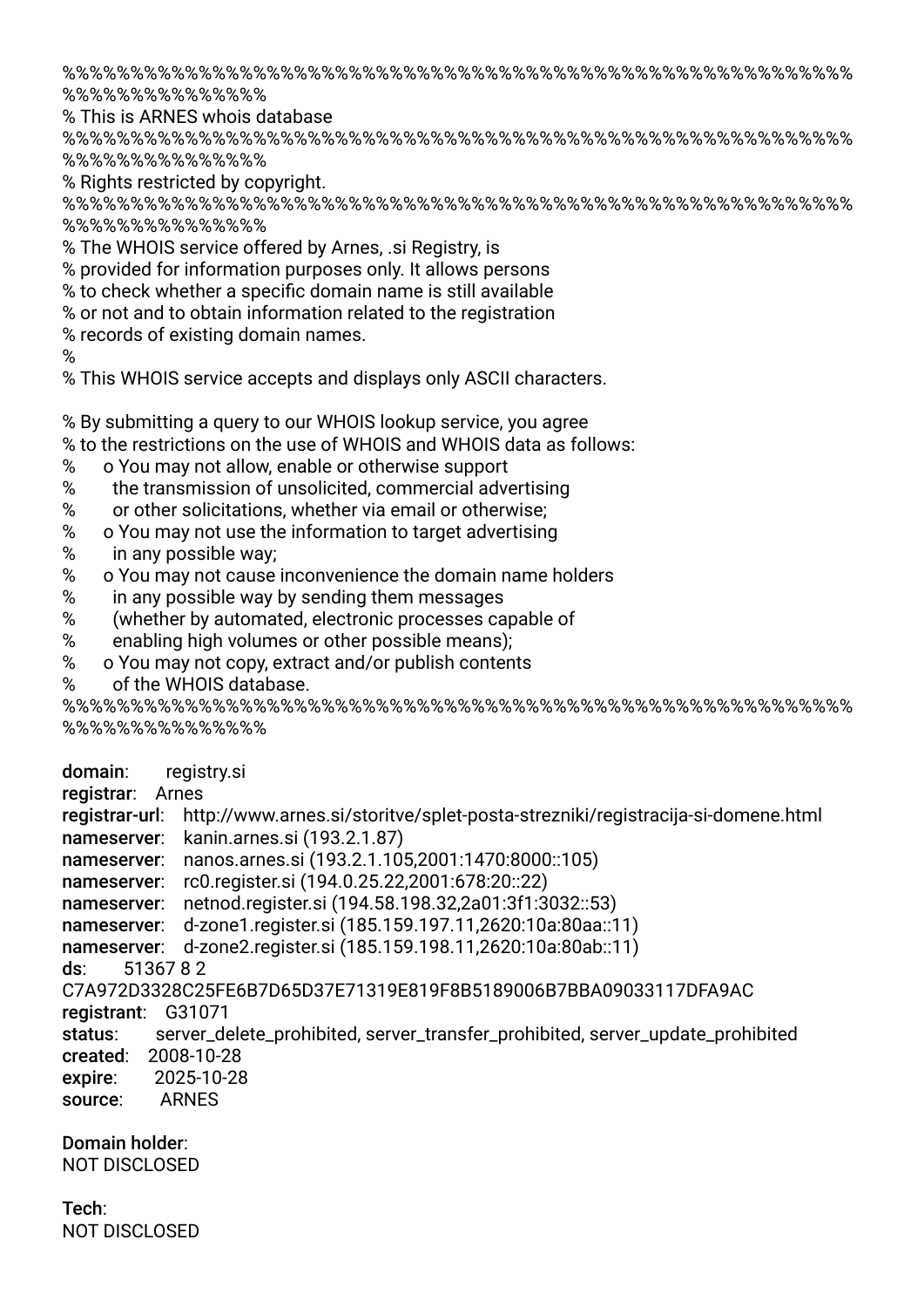%%%%%%%%%%%%%%%%%%%%%%%%%%%%%%%%%%%%%%%%%%%%%%%%%%%%%%%%%%%%%%%%%%%%%%%%%%%%%%
% This is ARNES whois database
%%%%%%%%%%%%%%%%%%%%%%%%%%%%%%%%%%%%%%%%%%%%%%%%%%%%%%%%%%%%%%%%%%%%%%%%%%%%%%
% Rights restricted by copyright.
%%%%%%%%%%%%%%%%%%%%%%%%%%%%%%%%%%%%%%%%%%%%%%%%%%%%%%%%%%%%%%%%%%%%%%%%%%%%%%
% The WHOIS service offered by Arnes, .si Registry, is
% provided for information purposes only. It allows persons
% to check whether a specific domain name is still available
% or not and to obtain information related to the registration
% records of existing domain names.
%
% This WHOIS service accepts and displays only ASCII characters.

% By submitting a query to our WHOIS lookup service, you agree
% to the restrictions on the use of WHOIS and WHOIS data as follows:
%      o You may not allow, enable or otherwise support
%        the transmission of unsolicited, commercial advertising
%        or other solicitations, whether via email or otherwise;
%      o You may not use the information to target advertising
%        in any possible way;
%      o You may not cause inconvenience the domain name holders
%        in any possible way by sending them messages
%        (whether by automated, electronic processes capable of
%        enabling high volumes or other possible means);
%      o You may not copy, extract and/or publish contents
%        of the WHOIS database.
%%%%%%%%%%%%%%%%%%%%%%%%%%%%%%%%%%%%%%%%%%%%%%%%%%%%%%%%%%%%%%%%%%%%%%%%%%%%%%

domain:	registry.si
registrar:	Arnes
registrar-url:	http://www.arnes.si/storitve/splet-posta-strezniki/registracija-si-domene.html
nameserver:	kanin.arnes.si (193.2.1.87)
nameserver:	nanos.arnes.si (193.2.1.105,2001:1470:8000::105)
nameserver:	rc0.register.si (194.0.25.22,2001:678:20::22)
nameserver:	netnod.register.si (194.58.198.32,2a01:3f1:3032::53)
nameserver:	d-zone1.register.si (185.159.197.11,2620:10a:80aa::11)
nameserver:	d-zone2.register.si (185.159.198.11,2620:10a:80ab::11)
ds:	51367 8 2
C7A972D3328C25FE6B7D65D37E71319E819F8B5189006B7BBA09033117DFA9AC
registrant:	G31071
status:	server_delete_prohibited, server_transfer_prohibited, server_update_prohibited
created:	2008-10-28
expire:	2025-10-28
source:	ARNES

Domain holder:
NOT DISCLOSED

Tech:
NOT DISCLOSED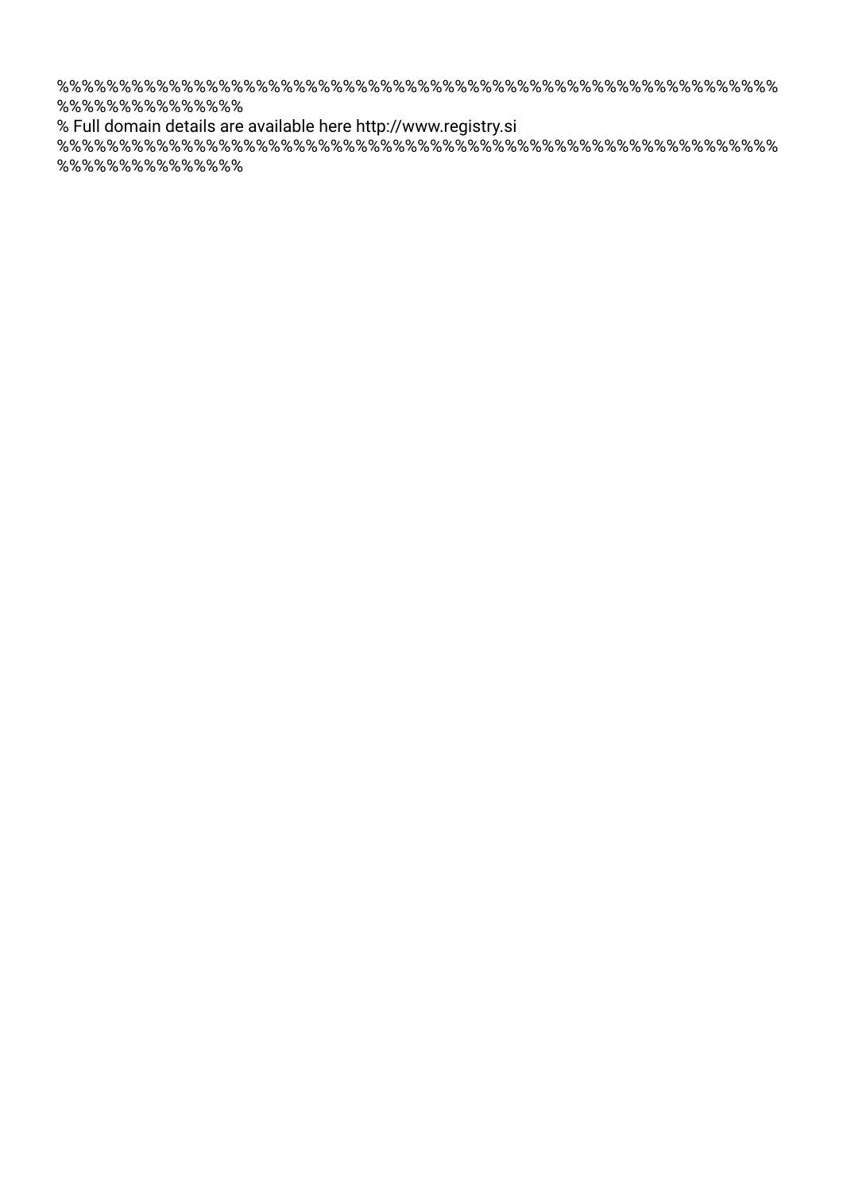%%%%%%%%%%%%%%%%%%%%%%%%%%%%%%%%%%%%%%%%%%%%%%%%%%%%%%%%%%%%%%%%
%%%%%%%%%%%%%%%%

% Full domain details are available here http://www.registry.si

%%%%%%%%%%%%%%%%%%%%%%%%%%%%%%%%%%%%%%%%%%%%%%%%%%%%%%%%%%%%%%%%
%%%%%%%%%%%%%%%%